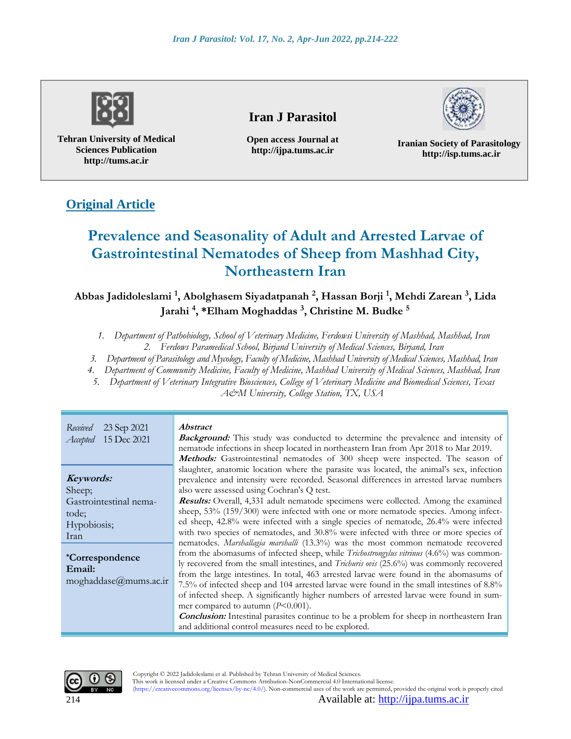Tehran University of Medical Sciences Publication
http://tums.ac.ir

**Iran J Parasitol**

Open access Journal at
http://ijpa.tums.ac.ir

Iranian Society of Parasitology
http://isp.tums.ac.ir

## Original Article

# Prevalence and Seasonality of Adult and Arrested Larvae of Gastrointestinal Nematodes of Sheep from Mashhad City, Northeastern Iran

**Abbas Jadidoleslami [1], Abolghasem Siyadatpanah [2], Hassan Borji [1], Mehdi Zarean [3], Lida Jarahi [4], \*Elham Moghaddas [3], Christine M. Budke [5]**

1. *Department of Pathobiology, School of Veterinary Medicine, Ferdowsi University of Mashhad, Mashhad, Iran*
2. *Ferdows Paramedical School, Birjand University of Medical Sciences, Birjand, Iran*
3. *Department of Parasitology and Mycology, Faculty of Medicine, Mashhad University of Medical Sciences, Mashhad, Iran*
4. *Department of Community Medicine, Faculty of Medicine, Mashhad University of Medical Sciences, Mashhad, Iran*
5. *Department of Veterinary Integrative Biosciences, College of Veterinary Medicine and Biomedical Sciences, Texas A&M University, College Station, TX, USA*

*Received* 23 Sep 2021
*Accepted* 15 Dec 2021

**Keywords:**
Sheep;
Gastrointestinal nematode;
Hypobiosis;
Iran

**\*Correspondence Email:**
moghaddase@mums.ac.ir

***Abstract***

***Background:*** This study was conducted to determine the prevalence and intensity of nematode infections in sheep located in northeastern Iran from Apr 2018 to Mar 2019.

***Methods:*** Gastrointestinal nematodes of 300 sheep were inspected. The season of slaughter, anatomic location where the parasite was located, the animal's sex, infection prevalence and intensity were recorded. Seasonal differences in arrested larvae numbers also were assessed using Cochran's Q test.

***Results:*** Overall, 4,331 adult nematode specimens were collected. Among the examined sheep, 53% (159/300) were infected with one or more nematode species. Among infected sheep, 42.8% were infected with a single species of nematode, 26.4% were infected with two species of nematodes, and 30.8% were infected with three or more species of nematodes. *Marshallagia marshalli* (13.3%) was the most common nematode recovered from the abomasums of infected sheep, while *Trichostrongylus vitrinus* (4.6%) was commonly recovered from the small intestines, and *Trichuris ovis* (25.6%) was commonly recovered from the large intestines. In total, 463 arrested larvae were found in the abomasums of 7.5% of infected sheep and 104 arrested larvae were found in the small intestines of 8.8% of infected sheep. A significantly higher numbers of arrested larvae were found in summer compared to autumn ($P$<0.001).

***Conclusion:*** Intestinal parasites continue to be a problem for sheep in northeastern Iran and additional control measures need to be explored.

Copyright © 2022 Jadidoleslami et al. Published by Tehran University of Medical Sciences.
This work is licensed under a Creative Commons Attribution-NonCommercial 4.0 International license.
(https://creativecommons.org/licenses/by-nc/4.0/). Non-commercial uses of the work are permitted, provided the original work is properly cited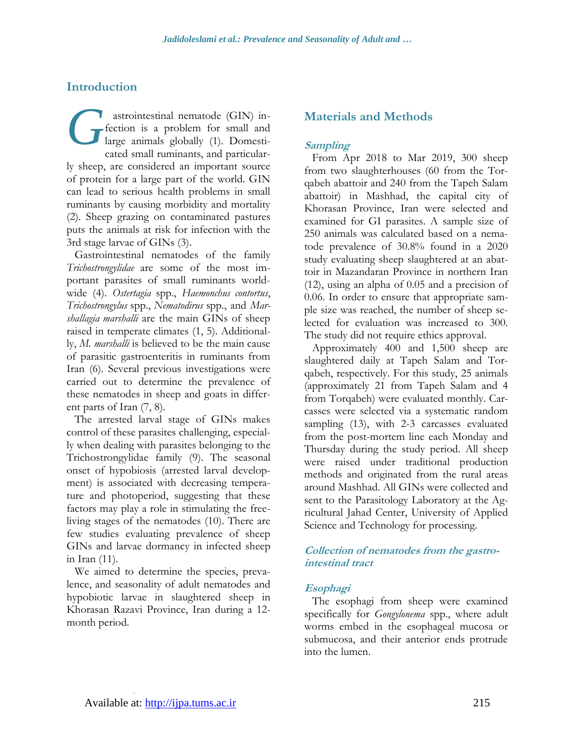## Introduction

Gastrointestinal nematode (GIN) infection is a problem for small and large animals globally (1). Domesticated small ruminants, and particularly sheep, are considered an important source of protein for a large part of the world. GIN can lead to serious health problems in small ruminants by causing morbidity and mortality (2). Sheep grazing on contaminated pastures puts the animals at risk for infection with the 3rd stage larvae of GINs (3).

Gastrointestinal nematodes of the family *Trichostrongylidae* are some of the most important parasites of small ruminants worldwide (4). *Ostertagia* spp., *Haemonchus contortus*, *Trichostrongylus* spp., *Nematodirus* spp., and *Marshallagia marshalli* are the main GINs of sheep raised in temperate climates (1, 5). Additionally, *M. marshalli* is believed to be the main cause of parasitic gastroenteritis in ruminants from Iran (6). Several previous investigations were carried out to determine the prevalence of these nematodes in sheep and goats in different parts of Iran (7, 8).

The arrested larval stage of GINs makes control of these parasites challenging, especially when dealing with parasites belonging to the Trichostrongylidae family (9). The seasonal onset of hypobiosis (arrested larval development) is associated with decreasing temperature and photoperiod, suggesting that these factors may play a role in stimulating the free-living stages of the nematodes (10). There are few studies evaluating prevalence of sheep GINs and larvae dormancy in infected sheep in Iran (11).

We aimed to determine the species, prevalence, and seasonality of adult nematodes and hypobiotic larvae in slaughtered sheep in Khorasan Razavi Province, Iran during a 12-month period.

## Materials and Methods

### *Sampling*

From Apr 2018 to Mar 2019, 300 sheep from two slaughterhouses (60 from the Torqabeh abattoir and 240 from the Tapeh Salam abattoir) in Mashhad, the capital city of Khorasan Province, Iran were selected and examined for GI parasites. A sample size of 250 animals was calculated based on a nematode prevalence of 30.8% found in a 2020 study evaluating sheep slaughtered at an abattoir in Mazandaran Province in northern Iran (12), using an alpha of 0.05 and a precision of 0.06. In order to ensure that appropriate sample size was reached, the number of sheep selected for evaluation was increased to 300. The study did not require ethics approval.

Approximately 400 and 1,500 sheep are slaughtered daily at Tapeh Salam and Torqabeh, respectively. For this study, 25 animals (approximately 21 from Tapeh Salam and 4 from Torqabeh) were evaluated monthly. Carcasses were selected via a systematic random sampling (13), with 2-3 carcasses evaluated from the post-mortem line each Monday and Thursday during the study period. All sheep were raised under traditional production methods and originated from the rural areas around Mashhad. All GINs were collected and sent to the Parasitology Laboratory at the Agricultural Jahad Center, University of Applied Science and Technology for processing.

### *Collection of nematodes from the gastrointestinal tract*

### *Esophagi*

The esophagi from sheep were examined specifically for *Gongylonema* spp., where adult worms embed in the esophageal mucosa or submucosa, and their anterior ends protrude into the lumen.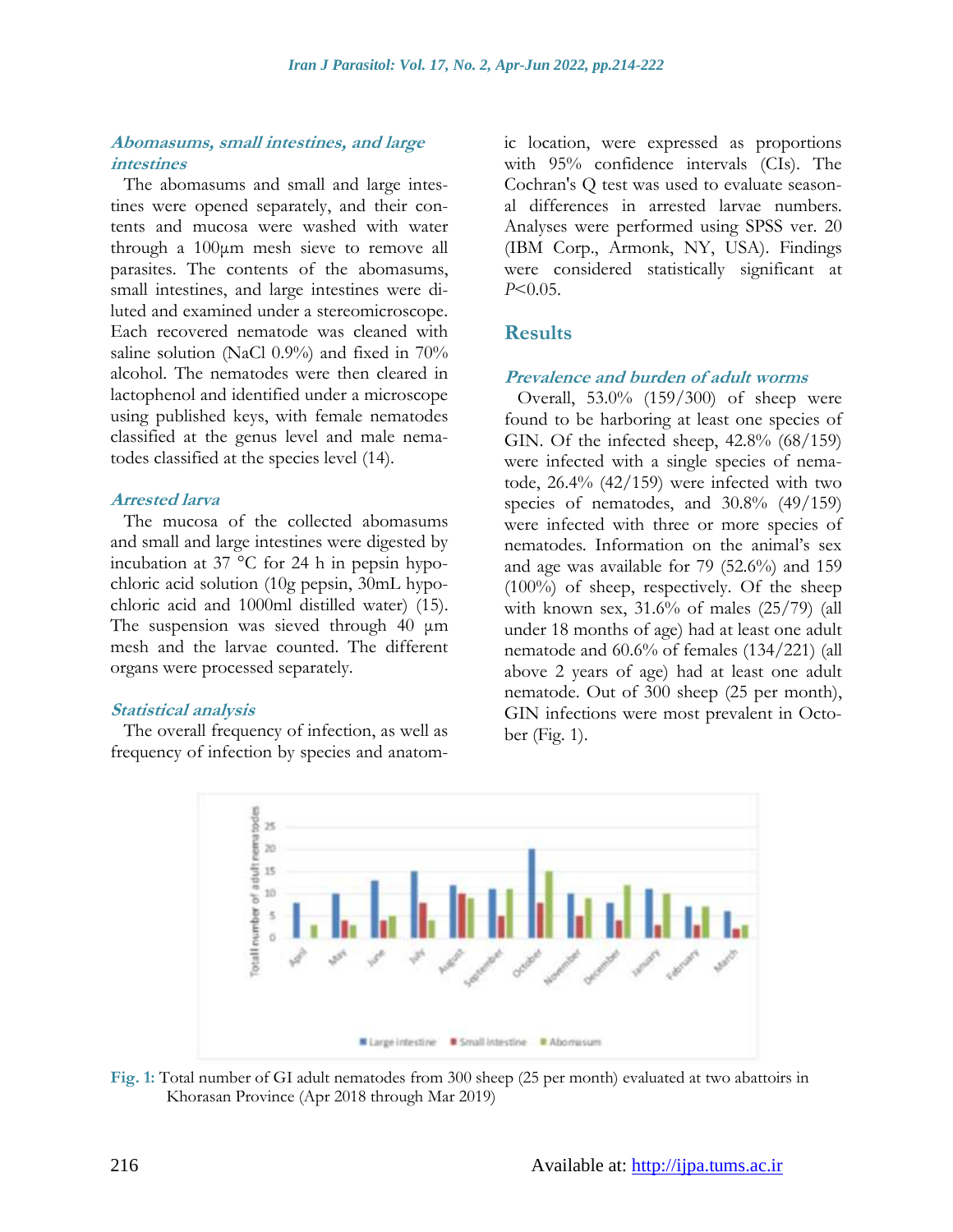### *Abomasums, small intestines, and large intestines*

The abomasums and small and large intestines were opened separately, and their contents and mucosa were washed with water through a 100μm mesh sieve to remove all parasites. The contents of the abomasums, small intestines, and large intestines were diluted and examined under a stereomicroscope. Each recovered nematode was cleaned with saline solution (NaCl 0.9%) and fixed in 70% alcohol. The nematodes were then cleared in lactophenol and identified under a microscope using published keys, with female nematodes classified at the genus level and male nematodes classified at the species level (14).

### *Arrested larva*

The mucosa of the collected abomasums and small and large intestines were digested by incubation at 37 °C for 24 h in pepsin hypochloric acid solution (10g pepsin, 30mL hypochloric acid and 1000ml distilled water) (15). The suspension was sieved through 40 μm mesh and the larvae counted. The different organs were processed separately.

### *Statistical analysis*

The overall frequency of infection, as well as frequency of infection by species and anatomic location, were expressed as proportions with 95% confidence intervals (CIs). The Cochran's Q test was used to evaluate seasonal differences in arrested larvae numbers. Analyses were performed using SPSS ver. 20 (IBM Corp., Armonk, NY, USA). Findings were considered statistically significant at $P<0.05$.

## Results

### *Prevalence and burden of adult worms*

Overall, 53.0% (159/300) of sheep were found to be harboring at least one species of GIN. Of the infected sheep, 42.8% (68/159) were infected with a single species of nematode, 26.4% (42/159) were infected with two species of nematodes, and 30.8% (49/159) were infected with three or more species of nematodes. Information on the animal's sex and age was available for 79 (52.6%) and 159 (100%) of sheep, respectively. Of the sheep with known sex, 31.6% of males (25/79) (all under 18 months of age) had at least one adult nematode and 60.6% of females (134/221) (all above 2 years of age) had at least one adult nematode. Out of 300 sheep (25 per month), GIN infections were most prevalent in October (Fig. 1).

**Fig. 1:** Total number of GI adult nematodes from 300 sheep (25 per month) evaluated at two abattoirs in Khorasan Province (Apr 2018 through Mar 2019)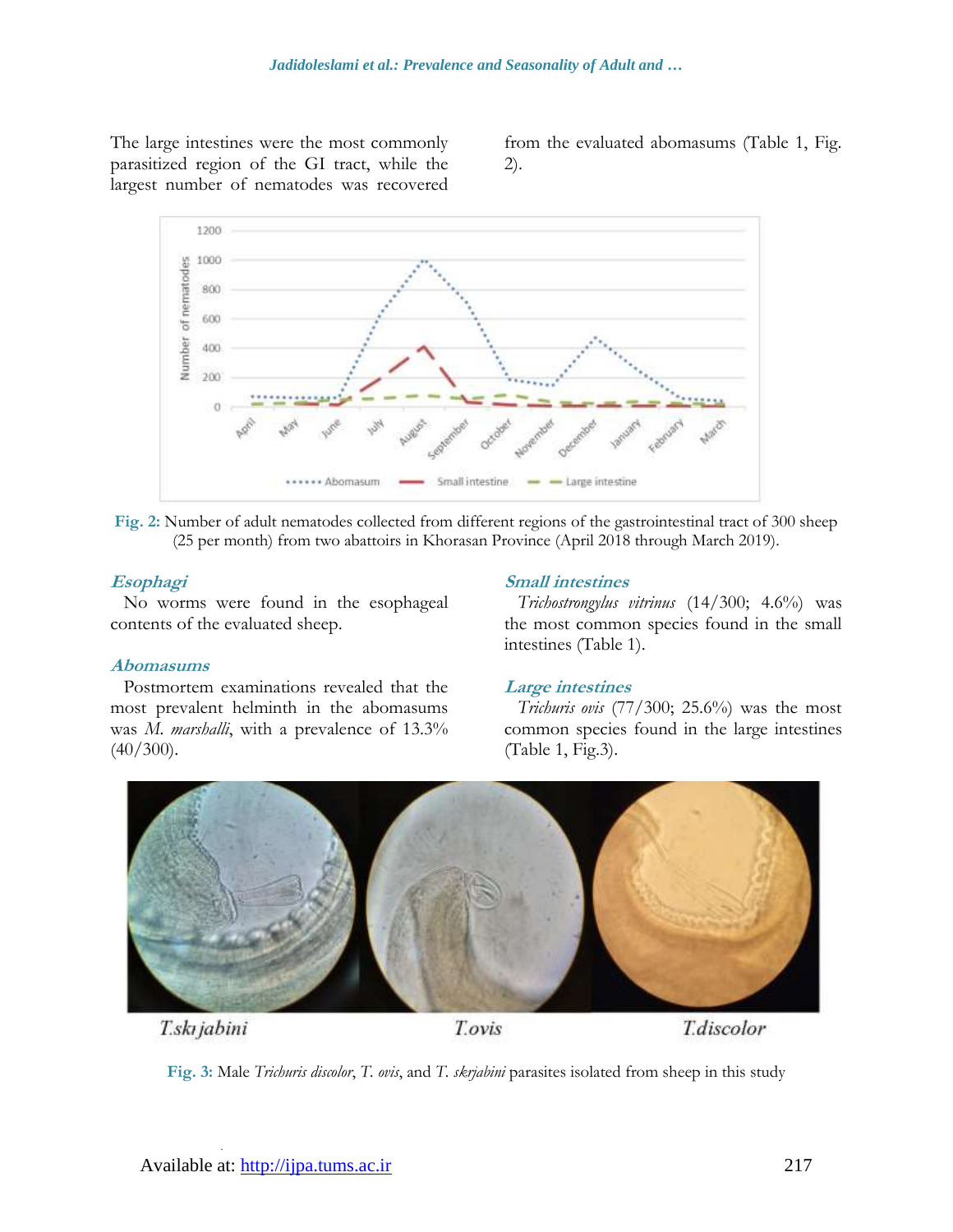The large intestines were the most commonly parasitized region of the GI tract, while the largest number of nematodes was recovered from the evaluated abomasums (Table 1, Fig. 2).

**Fig. 2:** Number of adult nematodes collected from different regions of the gastrointestinal tract of 300 sheep (25 per month) from two abattoirs in Khorasan Province (April 2018 through March 2019).

### *Esophagi*

No worms were found in the esophageal contents of the evaluated sheep.

### *Abomasums*

Postmortem examinations revealed that the most prevalent helminth in the abomasums was *M. marshalli*, with a prevalence of 13.3% (40/300).

### *Small intestines*

*Trichostrongylus vitrinus* (14/300; 4.6%) was the most common species found in the small intestines (Table 1).

### *Large intestines*

*Trichuris ovis* (77/300; 25.6%) was the most common species found in the large intestines (Table 1, Fig.3).

**Fig. 3:** Male *Trichuris discolor*, *T. ovis*, and *T. skrjabini* parasites isolated from sheep in this study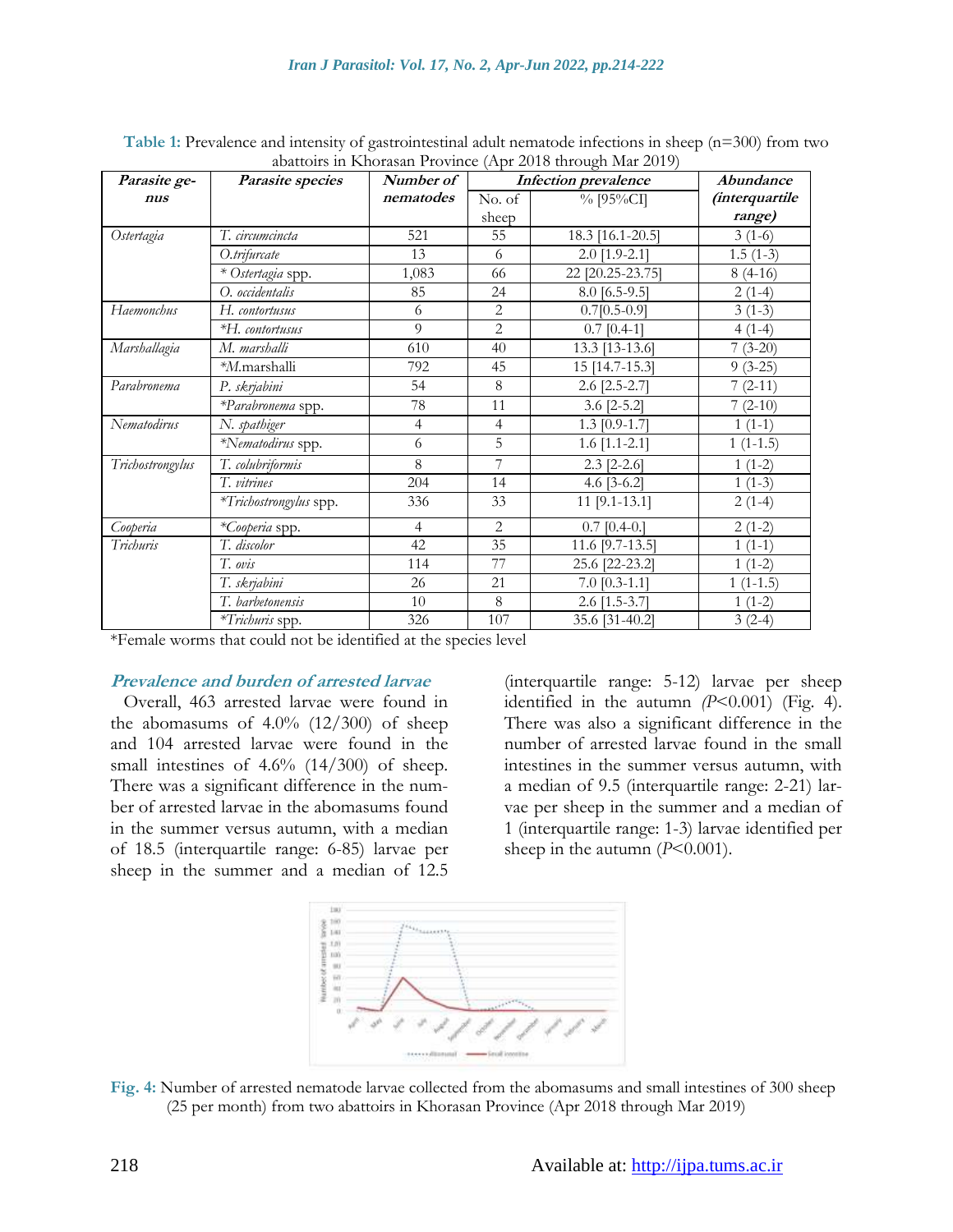**Table 1:** Prevalence and intensity of gastrointestinal adult nematode infections in sheep (n=300) from two abattoirs in Khorasan Province (Apr 2018 through Mar 2019)

| Parasite genus | Parasite species | Number of nematodes | Infection prevalence | | Abundance (interquartile range) |
|---|---|---|---|---|---|
| | | | No. of sheep | % [95%CI] | |
| *Ostertagia* | *T. circumcincta* | 521 | 55 | 18.3 [16.1-20.5] | 3 (1-6) |
| | *O.trifurcate* | 13 | 6 | 2.0 [1.9-2.1] | 1.5 (1-3) |
| | * *Ostertagia* spp. | 1,083 | 66 | 22 [20.25-23.75] | 8 (4-16) |
| | *O. occidentalis* | 85 | 24 | 8.0 [6.5-9.5] | 2 (1-4) |
| *Haemonchus* | *H. contortusus* | 6 | 2 | 0.7[0.5-0.9] | 3 (1-3) |
| | **H. contortusus* | 9 | 2 | 0.7 [0.4-1] | 4 (1-4) |
| *Marshallagia* | *M. marshalli* | 610 | 40 | 13.3 [13-13.6] | 7 (3-20) |
| | **M.*marshalli | 792 | 45 | 15 [14.7-15.3] | 9 (3-25) |
| *Parabronema* | *P. skrjabini* | 54 | 8 | 2.6 [2.5-2.7] | 7 (2-11) |
| | **Parabronema* spp. | 78 | 11 | 3.6 [2-5.2] | 7 (2-10) |
| *Nematodirus* | *N. spathiger* | 4 | 4 | 1.3 [0.9-1.7] | 1 (1-1) |
| | **Nematodirus* spp. | 6 | 5 | 1.6 [1.1-2.1] | 1 (1-1.5) |
| *Trichostrongylus* | *T. colubriformis* | 8 | 7 | 2.3 [2-2.6] | 1 (1-2) |
| | *T. vitrines* | 204 | 14 | 4.6 [3-6.2] | 1 (1-3) |
| | **Trichostrongylus* spp. | 336 | 33 | 11 [9.1-13.1] | 2 (1-4) |
| *Cooperia* | **Cooperia* spp. | 4 | 2 | 0.7 [0.4-0.] | 2 (1-2) |
| *Trichuris* | *T. discolor* | 42 | 35 | 11.6 [9.7-13.5] | 1 (1-1) |
| | *T. ovis* | 114 | 77 | 25.6 [22-23.2] | 1 (1-2) |
| | *T. skrjabini* | 26 | 21 | 7.0 [0.3-1.1] | 1 (1-1.5) |
| | *T. barbetonensis* | 10 | 8 | 2.6 [1.5-3.7] | 1 (1-2) |
| | **Trichuris* spp. | 326 | 107 | 35.6 [31-40.2] | 3 (2-4) |

*Female worms that could not be identified at the species level

### *Prevalence and burden of arrested larvae*

Overall, 463 arrested larvae were found in the abomasums of 4.0% (12/300) of sheep and 104 arrested larvae were found in the small intestines of 4.6% (14/300) of sheep. There was a significant difference in the number of arrested larvae in the abomasums found in the summer versus autumn, with a median of 18.5 (interquartile range: 6-85) larvae per sheep in the summer and a median of 12.5 (interquartile range: 5-12) larvae per sheep identified in the autumn (*P*<0.001) (Fig. 4). There was also a significant difference in the number of arrested larvae found in the small intestines in the summer versus autumn, with a median of 9.5 (interquartile range: 2-21) larvae per sheep in the summer and a median of 1 (interquartile range: 1-3) larvae identified per sheep in the autumn (*P*<0.001).

**Fig. 4:** Number of arrested nematode larvae collected from the abomasums and small intestines of 300 sheep (25 per month) from two abattoirs in Khorasan Province (Apr 2018 through Mar 2019)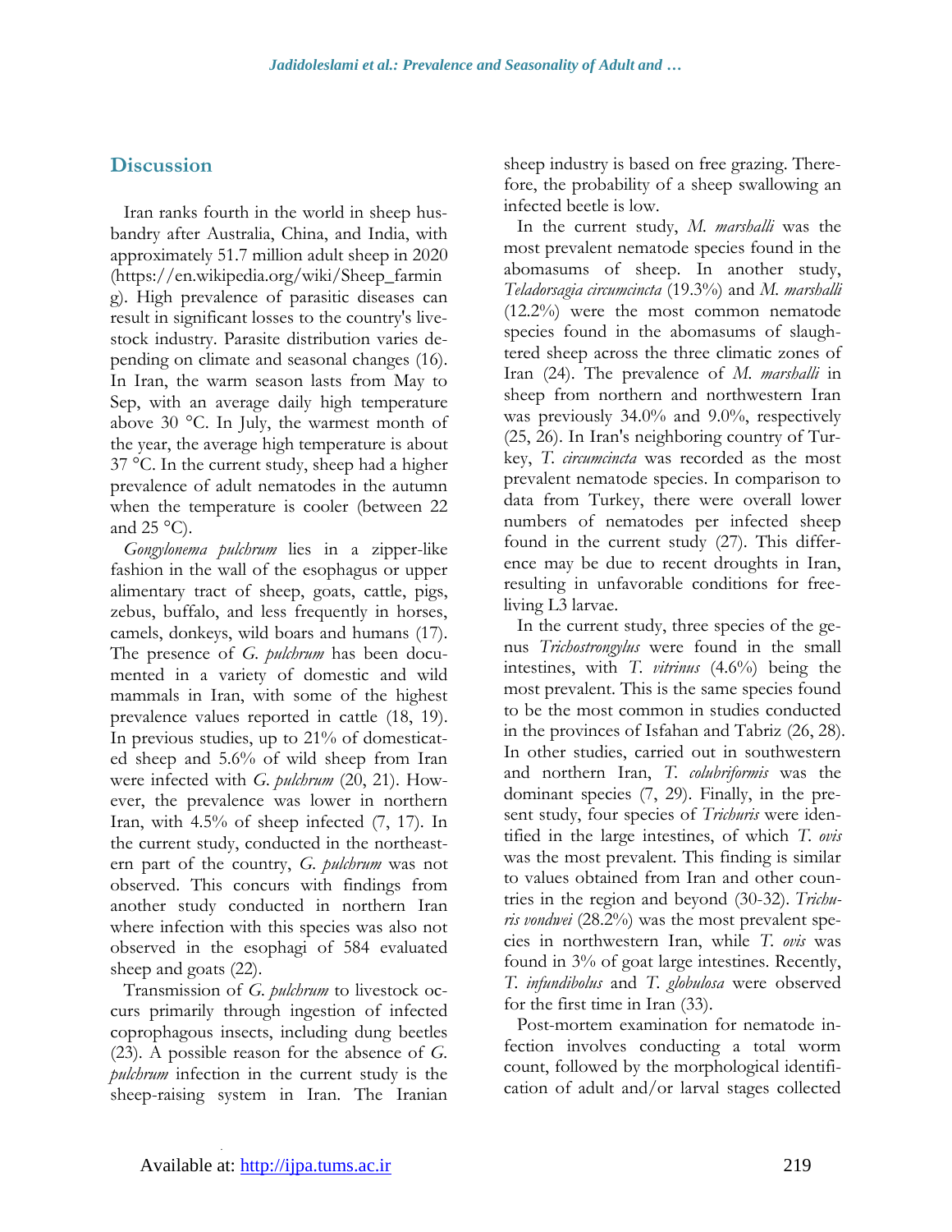## Discussion

Iran ranks fourth in the world in sheep husbandry after Australia, China, and India, with approximately 51.7 million adult sheep in 2020 (https://en.wikipedia.org/wiki/Sheep_farming). High prevalence of parasitic diseases can result in significant losses to the country's livestock industry. Parasite distribution varies depending on climate and seasonal changes (16). In Iran, the warm season lasts from May to Sep, with an average daily high temperature above 30 °C. In July, the warmest month of the year, the average high temperature is about 37 °C. In the current study, sheep had a higher prevalence of adult nematodes in the autumn when the temperature is cooler (between 22 and 25 °C).

*Gongylonema pulchrum* lies in a zipper-like fashion in the wall of the esophagus or upper alimentary tract of sheep, goats, cattle, pigs, zebus, buffalo, and less frequently in horses, camels, donkeys, wild boars and humans (17). The presence of *G. pulchrum* has been documented in a variety of domestic and wild mammals in Iran, with some of the highest prevalence values reported in cattle (18, 19). In previous studies, up to 21% of domesticated sheep and 5.6% of wild sheep from Iran were infected with *G. pulchrum* (20, 21). However, the prevalence was lower in northern Iran, with 4.5% of sheep infected (7, 17). In the current study, conducted in the northeastern part of the country, *G. pulchrum* was not observed. This concurs with findings from another study conducted in northern Iran where infection with this species was also not observed in the esophagi of 584 evaluated sheep and goats (22).

Transmission of *G. pulchrum* to livestock occurs primarily through ingestion of infected coprophagous insects, including dung beetles (23). A possible reason for the absence of *G. pulchrum* infection in the current study is the sheep-raising system in Iran. The Iranian sheep industry is based on free grazing. Therefore, the probability of a sheep swallowing an infected beetle is low.

In the current study, *M. marshalli* was the most prevalent nematode species found in the abomasums of sheep. In another study, *Teladorsagia circumcincta* (19.3%) and *M. marshalli* (12.2%) were the most common nematode species found in the abomasums of slaughtered sheep across the three climatic zones of Iran (24). The prevalence of *M. marshalli* in sheep from northern and northwestern Iran was previously 34.0% and 9.0%, respectively (25, 26). In Iran's neighboring country of Turkey, *T. circumcincta* was recorded as the most prevalent nematode species. In comparison to data from Turkey, there were overall lower numbers of nematodes per infected sheep found in the current study (27). This difference may be due to recent droughts in Iran, resulting in unfavorable conditions for free-living L3 larvae.

In the current study, three species of the genus *Trichostrongylus* were found in the small intestines, with *T. vitrinus* (4.6%) being the most prevalent. This is the same species found to be the most common in studies conducted in the provinces of Isfahan and Tabriz (26, 28). In other studies, carried out in southwestern and northern Iran, *T. colubriformis* was the dominant species (7, 29). Finally, in the present study, four species of *Trichuris* were identified in the large intestines, of which *T. ovis* was the most prevalent. This finding is similar to values obtained from Iran and other countries in the region and beyond (30-32). *Trichuris vondwei* (28.2%) was the most prevalent species in northwestern Iran, while *T. ovis* was found in 3% of goat large intestines. Recently, *T. infundibolus* and *T. globulosa* were observed for the first time in Iran (33).

Post-mortem examination for nematode infection involves conducting a total worm count, followed by the morphological identification of adult and/or larval stages collected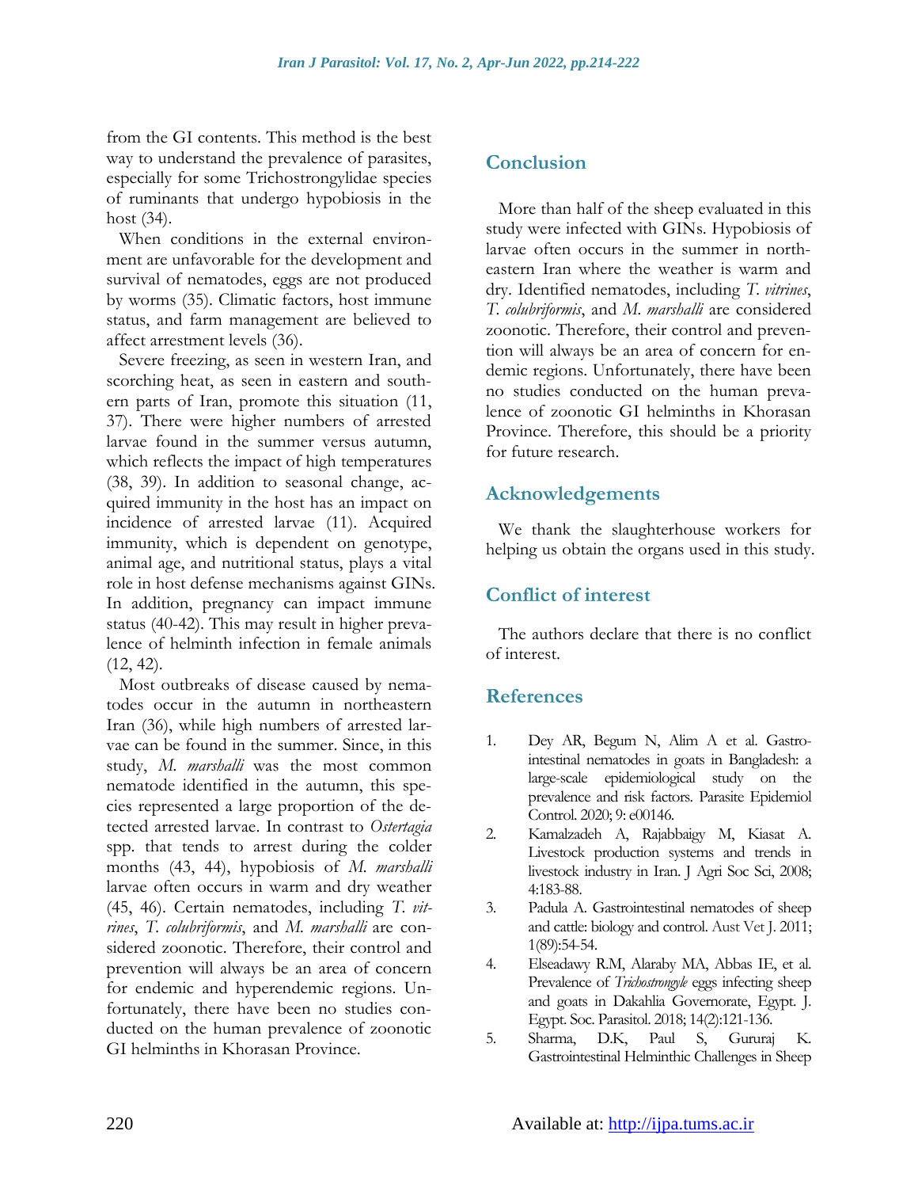from the GI contents. This method is the best way to understand the prevalence of parasites, especially for some Trichostrongylidae species of ruminants that undergo hypobiosis in the host (34).

When conditions in the external environment are unfavorable for the development and survival of nematodes, eggs are not produced by worms (35). Climatic factors, host immune status, and farm management are believed to affect arrestment levels (36).

Severe freezing, as seen in western Iran, and scorching heat, as seen in eastern and southern parts of Iran, promote this situation (11, 37). There were higher numbers of arrested larvae found in the summer versus autumn, which reflects the impact of high temperatures (38, 39). In addition to seasonal change, acquired immunity in the host has an impact on incidence of arrested larvae (11). Acquired immunity, which is dependent on genotype, animal age, and nutritional status, plays a vital role in host defense mechanisms against GINs. In addition, pregnancy can impact immune status (40-42). This may result in higher prevalence of helminth infection in female animals (12, 42).

Most outbreaks of disease caused by nematodes occur in the autumn in northeastern Iran (36), while high numbers of arrested larvae can be found in the summer. Since, in this study, *M. marshalli* was the most common nematode identified in the autumn, this species represented a large proportion of the detected arrested larvae. In contrast to *Ostertagia* spp. that tends to arrest during the colder months (43, 44), hypobiosis of *M. marshalli* larvae often occurs in warm and dry weather (45, 46). Certain nematodes, including *T. vitrines*, *T. colubriformis*, and *M. marshalli* are considered zoonotic. Therefore, their control and prevention will always be an area of concern for endemic and hyperendemic regions. Unfortunately, there have been no studies conducted on the human prevalence of zoonotic GI helminths in Khorasan Province.

## Conclusion

More than half of the sheep evaluated in this study were infected with GINs. Hypobiosis of larvae often occurs in the summer in northeastern Iran where the weather is warm and dry. Identified nematodes, including *T. vitrines*, *T. colubriformis*, and *M. marshalli* are considered zoonotic. Therefore, their control and prevention will always be an area of concern for endemic regions. Unfortunately, there have been no studies conducted on the human prevalence of zoonotic GI helminths in Khorasan Province. Therefore, this should be a priority for future research.

## Acknowledgements

We thank the slaughterhouse workers for helping us obtain the organs used in this study.

## Conflict of interest

The authors declare that there is no conflict of interest.

## References

1. Dey AR, Begum N, Alim A et al. Gastrointestinal nematodes in goats in Bangladesh: a large-scale epidemiological study on the prevalence and risk factors. Parasite Epidemiol Control. 2020; 9: e00146.
2. Kamalzadeh A, Rajabbaigy M, Kiasat A. Livestock production systems and trends in livestock industry in Iran. J Agri Soc Sci, 2008; 4:183-88.
3. Padula A. Gastrointestinal nematodes of sheep and cattle: biology and control. Aust Vet J. 2011; 1(89):54-54.
4. Elseadawy R.M, Alaraby MA, Abbas IE, et al. Prevalence of *Trichostrongyle* eggs infecting sheep and goats in Dakahlia Governorate, Egypt. J. Egypt. Soc. Parasitol. 2018; 14(2):121-136.
5. Sharma, D.K, Paul S, Gururaj K. Gastrointestinal Helminthic Challenges in Sheep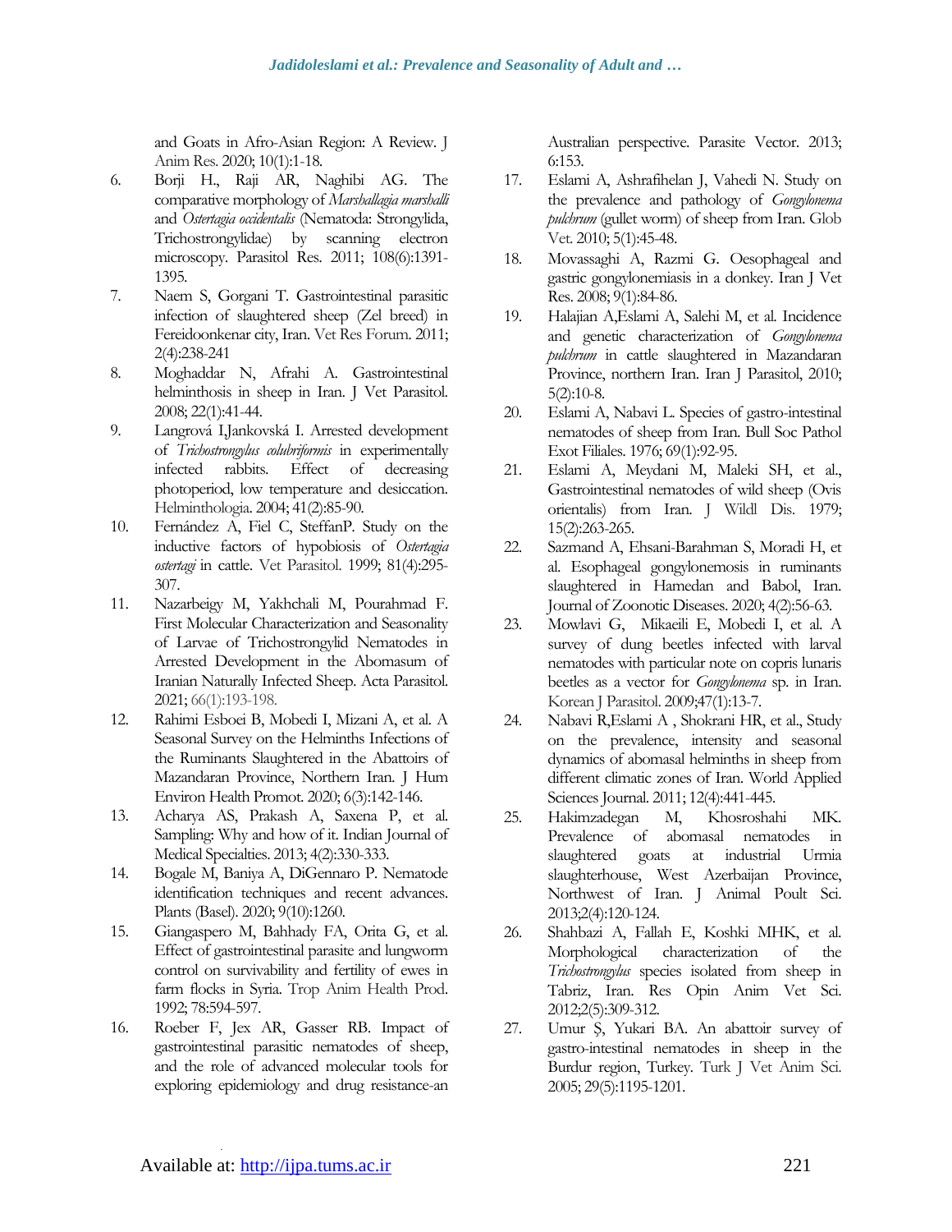and Goats in Afro-Asian Region: A Review. J Anim Res. 2020; 10(1):1-18.

6. Borji H., Raji AR, Naghibi AG. The comparative morphology of *Marshallagia marshalli* and *Ostertagia occidentalis* (Nematoda: Strongylida, Trichostrongylidae) by scanning electron microscopy. Parasitol Res. 2011; 108(6):1391-1395.
7. Naem S, Gorgani T. Gastrointestinal parasitic infection of slaughtered sheep (Zel breed) in Fereidoonkenar city, Iran. Vet Res Forum. 2011; 2(4):238-241
8. Moghaddar N, Afrahi A. Gastrointestinal helminthosis in sheep in Iran. J Vet Parasitol. 2008; 22(1):41-44.
9. Langrová I,Jankovská I. Arrested development of *Trichostrongylus colubriformis* in experimentally infected rabbits. Effect of decreasing photoperiod, low temperature and desiccation. Helminthologia. 2004; 41(2):85-90.
10. Fernández A, Fiel C, SteffanP. Study on the inductive factors of hypobiosis of *Ostertagia ostertagi* in cattle. Vet Parasitol. 1999; 81(4):295-307.
11. Nazarbeigy M, Yakhchali M, Pourahmad F. First Molecular Characterization and Seasonality of Larvae of Trichostrongylid Nematodes in Arrested Development in the Abomasum of Iranian Naturally Infected Sheep. Acta Parasitol. 2021; 66(1):193-198.
12. Rahimi Esboei B, Mobedi I, Mizani A, et al. A Seasonal Survey on the Helminths Infections of the Ruminants Slaughtered in the Abattoirs of Mazandaran Province, Northern Iran. J Hum Environ Health Promot. 2020; 6(3):142-146.
13. Acharya AS, Prakash A, Saxena P, et al. Sampling: Why and how of it. Indian Journal of Medical Specialties. 2013; 4(2):330-333.
14. Bogale M, Baniya A, DiGennaro P. Nematode identification techniques and recent advances. Plants (Basel). 2020; 9(10):1260.
15. Giangaspero M, Bahhady FA, Orita G, et al. Effect of gastrointestinal parasite and lungworm control on survivability and fertility of ewes in farm flocks in Syria. Trop Anim Health Prod. 1992; 78:594-597.
16. Roeber F, Jex AR, Gasser RB. Impact of gastrointestinal parasitic nematodes of sheep, and the role of advanced molecular tools for exploring epidemiology and drug resistance-an Australian perspective. Parasite Vector. 2013; 6:153.
17. Eslami A, Ashrafihelan J, Vahedi N. Study on the prevalence and pathology of *Gongylonema pulchrum* (gullet worm) of sheep from Iran. Glob Vet. 2010; 5(1):45-48.
18. Movassaghi A, Razmi G. Oesophageal and gastric gongylonemiasis in a donkey. Iran J Vet Res. 2008; 9(1):84-86.
19. Halajian A,Eslami A, Salehi M, et al. Incidence and genetic characterization of *Gongylonema pulchrum* in cattle slaughtered in Mazandaran Province, northern Iran. Iran J Parasitol, 2010; 5(2):10-8.
20. Eslami A, Nabavi L. Species of gastro-intestinal nematodes of sheep from Iran. Bull Soc Pathol Exot Filiales. 1976; 69(1):92-95.
21. Eslami A, Meydani M, Maleki SH, et al., Gastrointestinal nematodes of wild sheep (Ovis orientalis) from Iran. J Wildl Dis. 1979; 15(2):263-265.
22. Sazmand A, Ehsani-Barahman S, Moradi H, et al. Esophageal gongylonemosis in ruminants slaughtered in Hamedan and Babol, Iran. Journal of Zoonotic Diseases. 2020; 4(2):56-63.
23. Mowlavi G, Mikaeili E, Mobedi I, et al. A survey of dung beetles infected with larval nematodes with particular note on copris lunaris beetles as a vector for *Gongylonema* sp. in Iran. Korean J Parasitol. 2009;47(1):13-7.
24. Nabavi R,Eslami A , Shokrani HR, et al., Study on the prevalence, intensity and seasonal dynamics of abomasal helminths in sheep from different climatic zones of Iran. World Applied Sciences Journal. 2011; 12(4):441-445.
25. Hakimzadegan M, Khosroshahi MK. Prevalence of abomasal nematodes in slaughtered goats at industrial Urmia slaughterhouse, West Azerbaijan Province, Northwest of Iran. J Animal Poult Sci. 2013;2(4):120-124.
26. Shahbazi A, Fallah E, Koshki MHK, et al. Morphological characterization of the *Trichostrongylus* species isolated from sheep in Tabriz, Iran. Res Opin Anim Vet Sci. 2012;2(5):309-312.
27. Umur Ş, Yukari BA. An abattoir survey of gastro-intestinal nematodes in sheep in the Burdur region, Turkey. Turk J Vet Anim Sci. 2005; 29(5):1195-1201.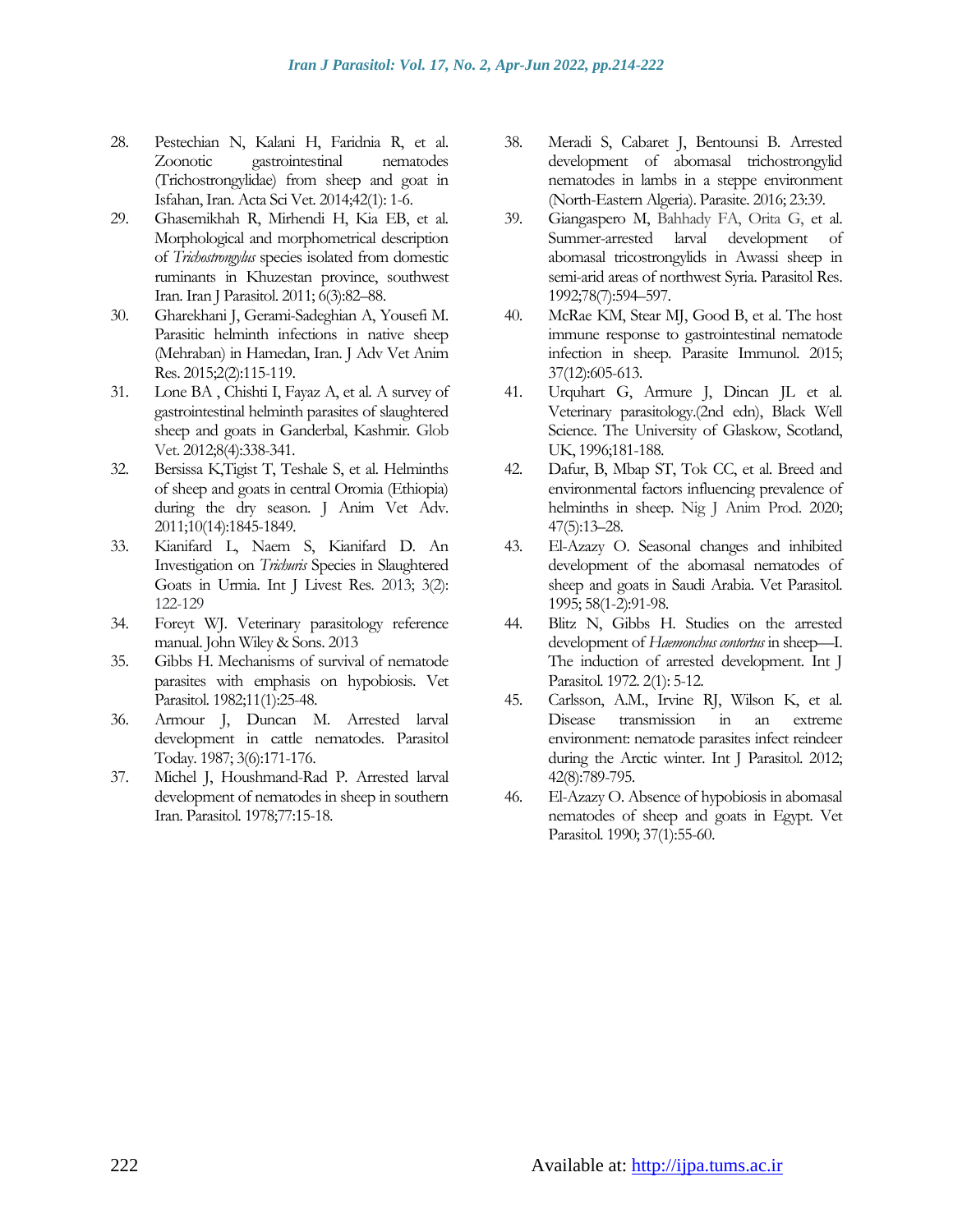28. Pestechian N, Kalani H, Faridnia R, et al. Zoonotic gastrointestinal nematodes (Trichostrongylidae) from sheep and goat in Isfahan, Iran. Acta Sci Vet. 2014;42(1): 1-6.
29. Ghasemikhah R, Mirhendi H, Kia EB, et al. Morphological and morphometrical description of *Trichostrongylus* species isolated from domestic ruminants in Khuzestan province, southwest Iran. Iran J Parasitol. 2011; 6(3):82–88.
30. Gharekhani J, Gerami-Sadeghian A, Yousefi M. Parasitic helminth infections in native sheep (Mehraban) in Hamedan, Iran. J Adv Vet Anim Res. 2015;2(2):115-119.
31. Lone BA , Chishti I, Fayaz A, et al. A survey of gastrointestinal helminth parasites of slaughtered sheep and goats in Ganderbal, Kashmir. Glob Vet. 2012;8(4):338-341.
32. Bersissa K,Tigist T, Teshale S, et al. Helminths of sheep and goats in central Oromia (Ethiopia) during the dry season. J Anim Vet Adv. 2011;10(14):1845-1849.
33. Kianifard L, Naem S, Kianifard D. An Investigation on *Trichuris* Species in Slaughtered Goats in Urmia. Int J Livest Res. 2013; 3(2): 122-129
34. Foreyt WJ. Veterinary parasitology reference manual. John Wiley & Sons. 2013
35. Gibbs H. Mechanisms of survival of nematode parasites with emphasis on hypobiosis. Vet Parasitol. 1982;11(1):25-48.
36. Armour J, Duncan M. Arrested larval development in cattle nematodes. Parasitol Today. 1987; 3(6):171-176.
37. Michel J, Houshmand-Rad P. Arrested larval development of nematodes in sheep in southern Iran. Parasitol. 1978;77:15-18.
38. Meradi S, Cabaret J, Bentounsi B. Arrested development of abomasal trichostrongylid nematodes in lambs in a steppe environment (North-Eastern Algeria). Parasite. 2016; 23:39.
39. Giangaspero M, Bahhady FA, Orita G, et al. Summer-arrested larval development of abomasal tricostrongylids in Awassi sheep in semi-arid areas of northwest Syria. Parasitol Res. 1992;78(7):594–597.
40. McRae KM, Stear MJ, Good B, et al. The host immune response to gastrointestinal nematode infection in sheep. Parasite Immunol. 2015; 37(12):605-613.
41. Urquhart G, Armure J, Dincan JL et al. Veterinary parasitology.(2nd edn), Black Well Science. The University of Glaskow, Scotland, UK, 1996;181-188.
42. Dafur, B, Mbap ST, Tok CC, et al. Breed and environmental factors influencing prevalence of helminths in sheep. Nig J Anim Prod. 2020; 47(5):13–28.
43. El-Azazy O. Seasonal changes and inhibited development of the abomasal nematodes of sheep and goats in Saudi Arabia. Vet Parasitol. 1995; 58(1-2):91-98.
44. Blitz N, Gibbs H. Studies on the arrested development of *Haemonchus contortus* in sheep—I. The induction of arrested development. Int J Parasitol. 1972. 2(1): 5-12.
45. Carlsson, A.M., Irvine RJ, Wilson K, et al. Disease transmission in an extreme environment: nematode parasites infect reindeer during the Arctic winter. Int J Parasitol. 2012; 42(8):789-795.
46. El-Azazy O. Absence of hypobiosis in abomasal nematodes of sheep and goats in Egypt. Vet Parasitol. 1990; 37(1):55-60.